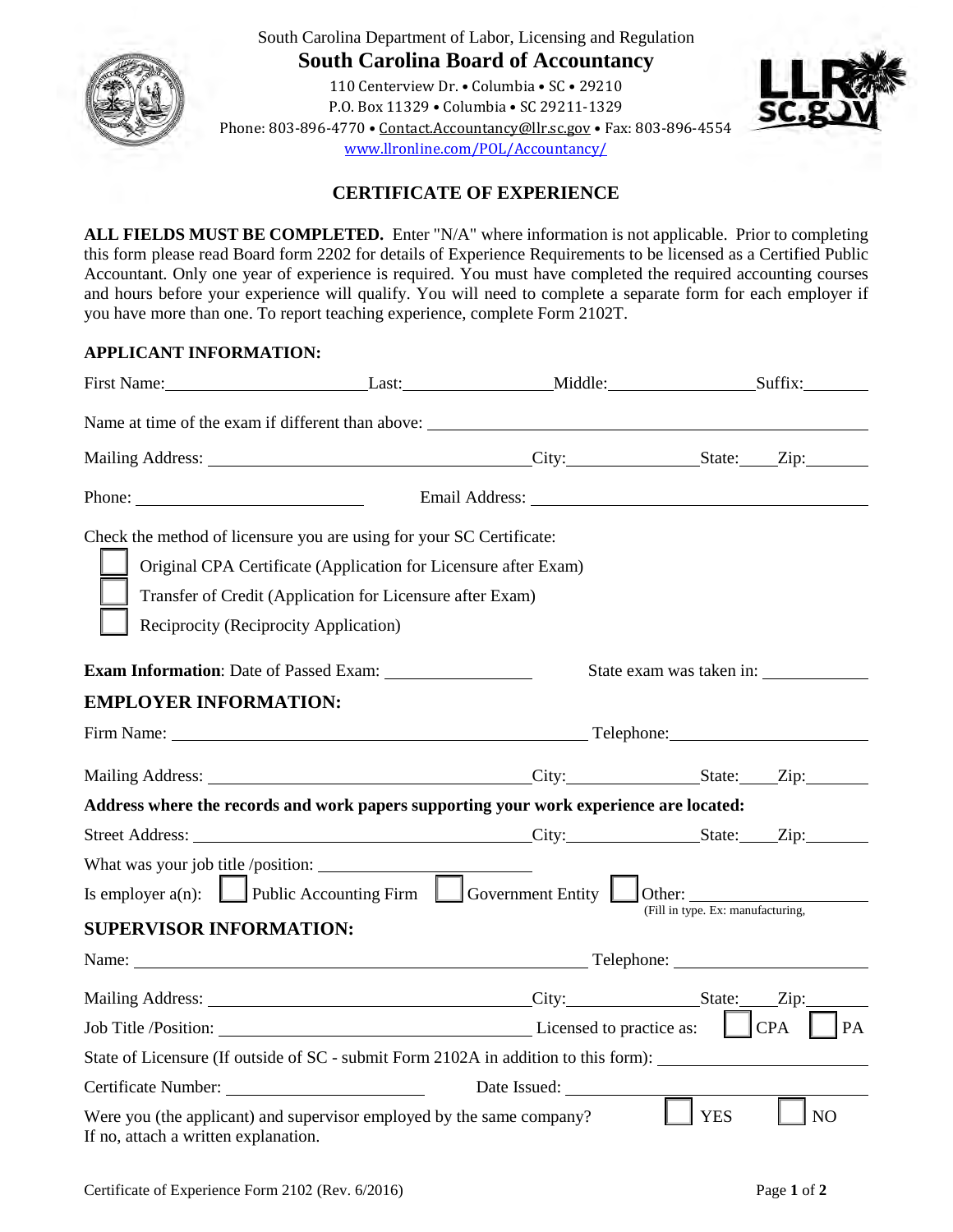South Carolina Department of Labor, Licensing and Regulation

## South Carolina Board of Accountancy

110 Centerview Dr. • Columbia • SC • 29210
P.O. Box 11329 • Columbia • SC 29211-1329
Phone: 803-896-4770 • Contact.Accountancy@llr.sc.gov • Fax: 803-896-4554
www.llronline.com/POL/Accountancy/

# CERTIFICATE OF EXPERIENCE

**ALL FIELDS MUST BE COMPLETED.** Enter "N/A" where information is not applicable. Prior to completing this form please read Board form 2202 for details of Experience Requirements to be licensed as a Certified Public Accountant. Only one year of experience is required. You must have completed the required accounting courses and hours before your experience will qualify. You will need to complete a separate form for each employer if you have more than one. To report teaching experience, complete Form 2102T.

**APPLICANT INFORMATION:**

First Name:\_\_\_\_\_\_\_\_\_\_ Last:\_\_\_\_\_\_\_\_\_\_ Middle:\_\_\_\_\_\_\_\_\_\_ Suffix:\_\_\_\_\_\_

Name at time of the exam if different than above: \_\_\_\_\_\_\_\_\_\_\_\_\_\_\_\_\_\_\_\_

Mailing Address: \_\_\_\_\_\_\_\_\_\_\_\_\_\_\_\_\_\_\_\_ City:\_\_\_\_\_\_\_\_\_\_ State:\_\_\_\_ Zip:\_\_\_\_\_\_

Phone: \_\_\_\_\_\_\_\_\_\_\_\_\_\_\_\_ Email Address: \_\_\_\_\_\_\_\_\_\_\_\_\_\_\_\_\_\_\_\_

Check the method of licensure you are using for your SC Certificate:

- ☐ Original CPA Certificate (Application for Licensure after Exam)
- ☐ Transfer of Credit (Application for Licensure after Exam)
- ☐ Reciprocity (Reciprocity Application)

**Exam Information**: Date of Passed Exam: \_\_\_\_\_\_\_\_\_\_\_\_ State exam was taken in: \_\_\_\_\_\_\_\_\_\_

**EMPLOYER INFORMATION:**

Firm Name: \_\_\_\_\_\_\_\_\_\_\_\_\_\_\_\_\_\_\_\_ Telephone:\_\_\_\_\_\_\_\_\_\_\_\_\_\_\_\_

Mailing Address: \_\_\_\_\_\_\_\_\_\_\_\_\_\_\_\_\_\_\_\_ City:\_\_\_\_\_\_\_\_\_\_ State:\_\_\_\_ Zip:\_\_\_\_\_\_

**Address where the records and work papers supporting your work experience are located:**

Street Address: \_\_\_\_\_\_\_\_\_\_\_\_\_\_\_\_\_\_\_\_ City:\_\_\_\_\_\_\_\_\_\_ State:\_\_\_\_ Zip:\_\_\_\_\_\_

What was your job title /position: \_\_\_\_\_\_\_\_\_\_\_\_\_\_\_\_

Is employer a(n): ☐ Public Accounting Firm ☐ Government Entity ☐ Other: \_\_\_\_\_\_\_\_\_\_\_\_
(Fill in type. Ex: manufacturing,

**SUPERVISOR INFORMATION:**

Name: \_\_\_\_\_\_\_\_\_\_\_\_\_\_\_\_\_\_\_\_ Telephone: \_\_\_\_\_\_\_\_\_\_\_\_\_\_\_\_

Mailing Address: \_\_\_\_\_\_\_\_\_\_\_\_\_\_\_\_\_\_\_\_ City:\_\_\_\_\_\_\_\_\_\_ State:\_\_\_\_ Zip:\_\_\_\_\_\_

Job Title /Position: \_\_\_\_\_\_\_\_\_\_\_\_\_\_\_\_\_\_\_\_ Licensed to practice as: ☐ CPA ☐ PA

State of Licensure (If outside of SC - submit Form 2102A in addition to this form): \_\_\_\_\_\_\_\_\_\_\_\_

Certificate Number: \_\_\_\_\_\_\_\_\_\_\_\_\_\_\_\_ Date Issued: \_\_\_\_\_\_\_\_\_\_\_\_\_\_\_\_

Were you (the applicant) and supervisor employed by the same company? ☐ YES ☐ NO
If no, attach a written explanation.

Certificate of Experience Form 2102 (Rev. 6/2016)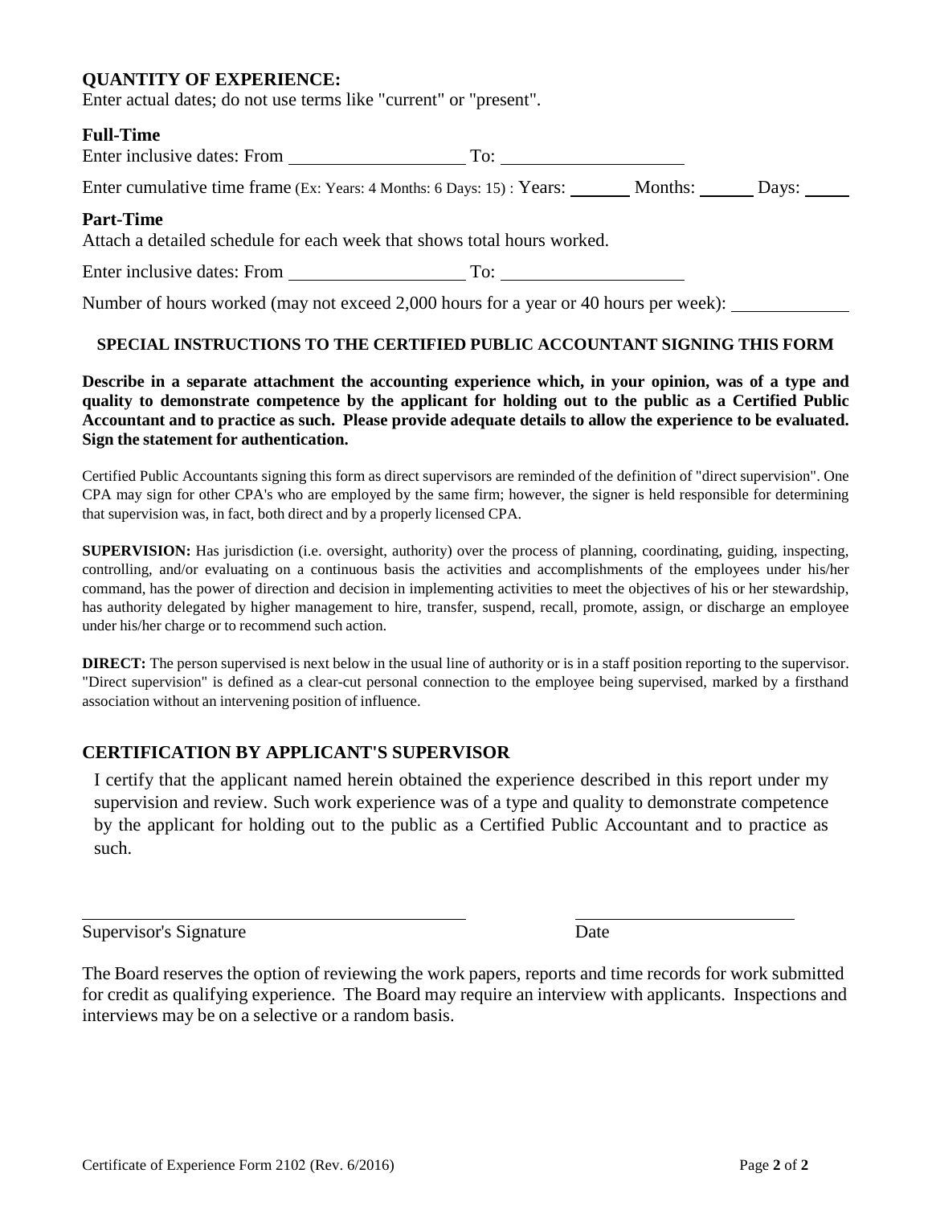## QUANTITY OF EXPERIENCE:

Enter actual dates; do not use terms like "current" or "present".

### Full-Time

Enter inclusive dates: From ____________________ To: ____________________

Enter cumulative time frame (Ex: Years: 4 Months: 6 Days: 15) : Years: _______ Months: ______ Days: _____

### Part-Time

Attach a detailed schedule for each week that shows total hours worked.

Enter inclusive dates: From ____________________ To: ____________________

Number of hours worked (may not exceed 2,000 hours for a year or 40 hours per week): _____________

**SPECIAL INSTRUCTIONS TO THE CERTIFIED PUBLIC ACCOUNTANT SIGNING THIS FORM**

**Describe in a separate attachment the accounting experience which, in your opinion, was of a type and quality to demonstrate competence by the applicant for holding out to the public as a Certified Public Accountant and to practice as such. Please provide adequate details to allow the experience to be evaluated. Sign the statement for authentication.**

Certified Public Accountants signing this form as direct supervisors are reminded of the definition of "direct supervision". One CPA may sign for other CPA's who are employed by the same firm; however, the signer is held responsible for determining that supervision was, in fact, both direct and by a properly licensed CPA.

**SUPERVISION:** Has jurisdiction (i.e. oversight, authority) over the process of planning, coordinating, guiding, inspecting, controlling, and/or evaluating on a continuous basis the activities and accomplishments of the employees under his/her command, has the power of direction and decision in implementing activities to meet the objectives of his or her stewardship, has authority delegated by higher management to hire, transfer, suspend, recall, promote, assign, or discharge an employee under his/her charge or to recommend such action.

**DIRECT:** The person supervised is next below in the usual line of authority or is in a staff position reporting to the supervisor. "Direct supervision" is defined as a clear-cut personal connection to the employee being supervised, marked by a firsthand association without an intervening position of influence.

## CERTIFICATION BY APPLICANT'S SUPERVISOR

I certify that the applicant named herein obtained the experience described in this report under my supervision and review. Such work experience was of a type and quality to demonstrate competence by the applicant for holding out to the public as a Certified Public Accountant and to practice as such.

_________________________________________ &nbsp;&nbsp;&nbsp;&nbsp; ________________________

Supervisor's Signature &nbsp;&nbsp;&nbsp;&nbsp; Date

The Board reserves the option of reviewing the work papers, reports and time records for work submitted for credit as qualifying experience. The Board may require an interview with applicants. Inspections and interviews may be on a selective or a random basis.

Certificate of Experience Form 2102 (Rev. 6/2016)